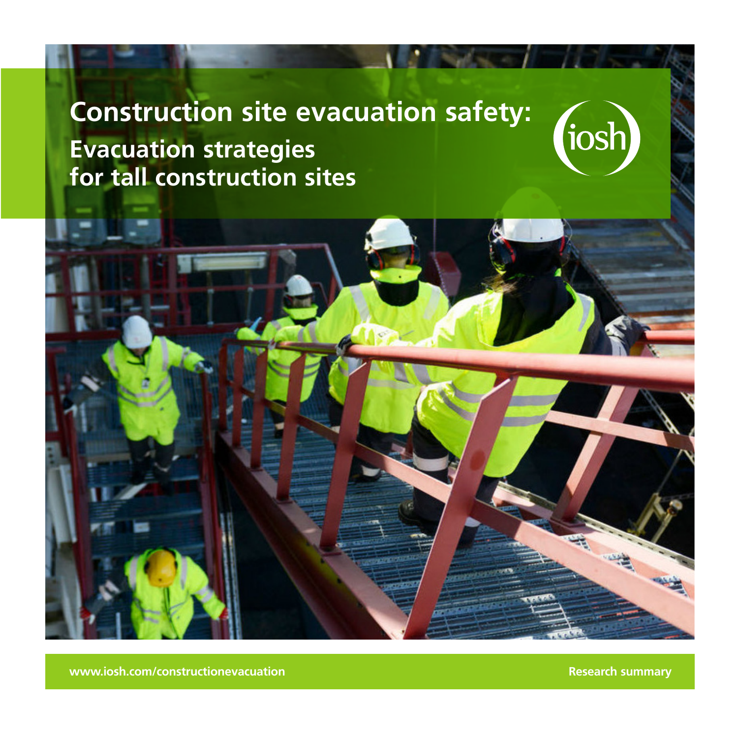# Construction site evacuation safety:

## Evacuation strategies for tall construction sites

iosh

www.iosh.com/constructionevacuation

Research summary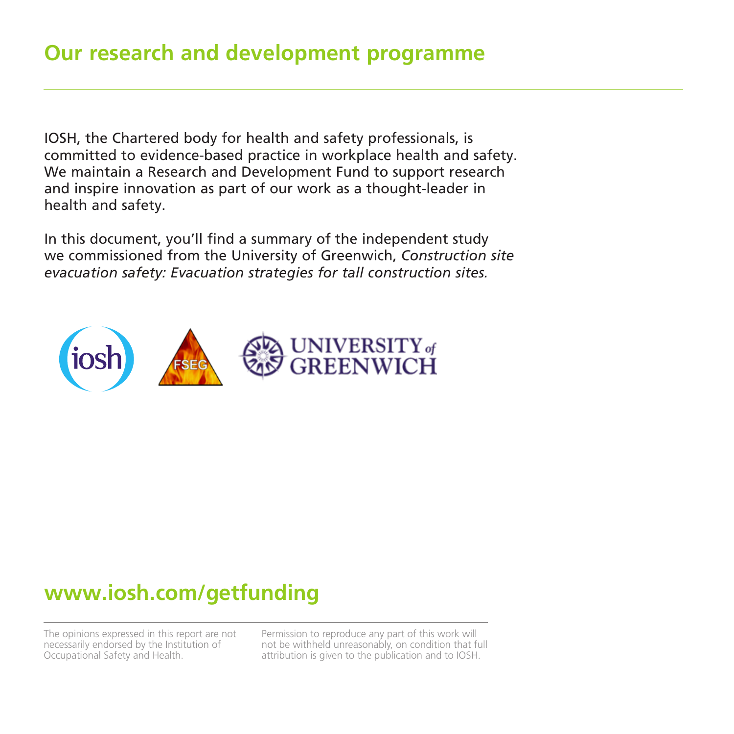# Our research and development programme

IOSH, the Chartered body for health and safety professionals, is committed to evidence-based practice in workplace health and safety. We maintain a Research and Development Fund to support research and inspire innovation as part of our work as a thought-leader in health and safety.

In this document, you'll find a summary of the independent study we commissioned from the University of Greenwich, *Construction site evacuation safety: Evacuation strategies for tall construction sites.*

## www.iosh.com/getfunding

The opinions expressed in this report are not necessarily endorsed by the Institution of Occupational Safety and Health.

Permission to reproduce any part of this work will not be withheld unreasonably, on condition that full attribution is given to the publication and to IOSH.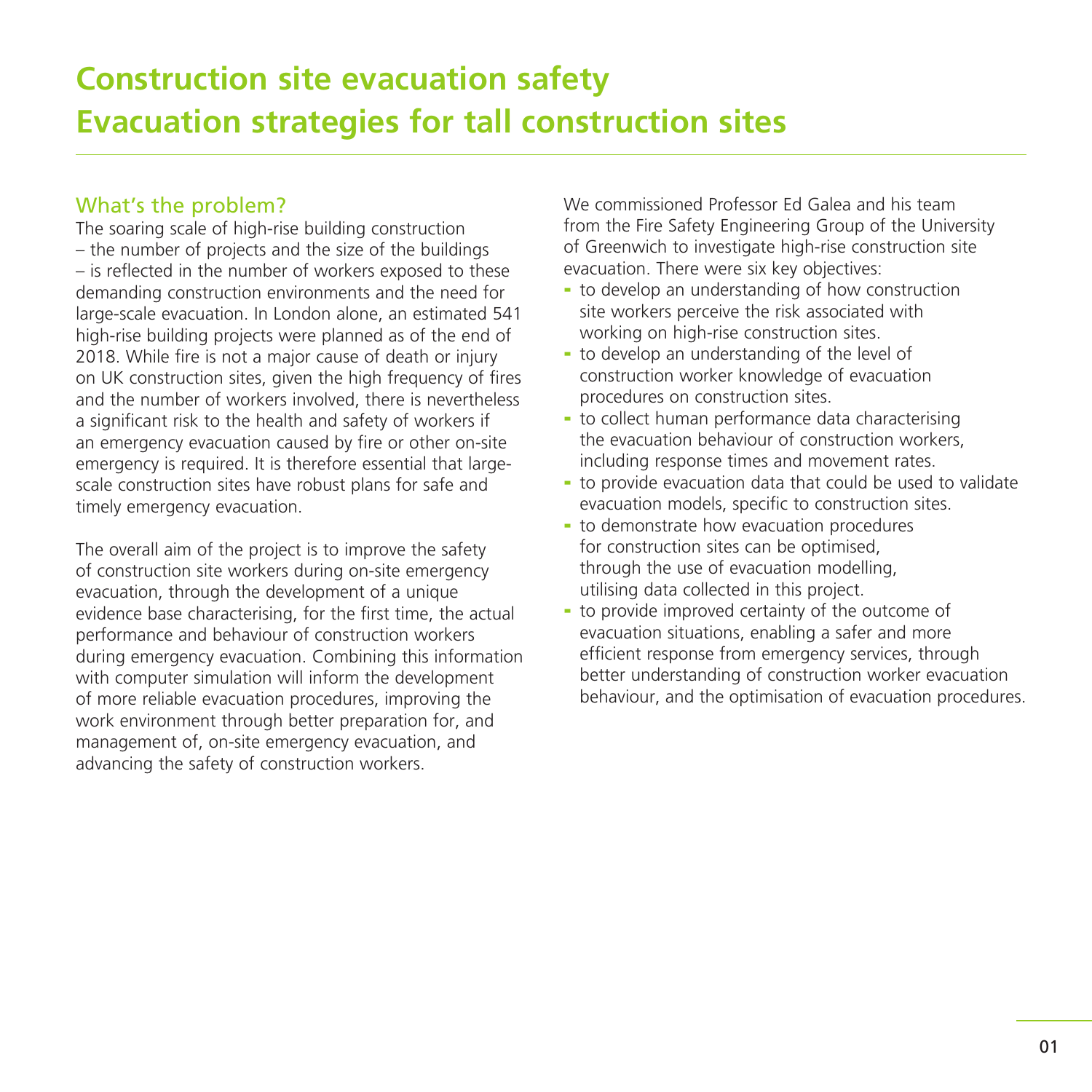# Construction site evacuation safety
# Evacuation strategies for tall construction sites

## What's the problem?

The soaring scale of high-rise building construction – the number of projects and the size of the buildings – is reflected in the number of workers exposed to these demanding construction environments and the need for large-scale evacuation. In London alone, an estimated 541 high-rise building projects were planned as of the end of 2018. While fire is not a major cause of death or injury on UK construction sites, given the high frequency of fires and the number of workers involved, there is nevertheless a significant risk to the health and safety of workers if an emergency evacuation caused by fire or other on-site emergency is required. It is therefore essential that large-scale construction sites have robust plans for safe and timely emergency evacuation.

The overall aim of the project is to improve the safety of construction site workers during on-site emergency evacuation, through the development of a unique evidence base characterising, for the first time, the actual performance and behaviour of construction workers during emergency evacuation. Combining this information with computer simulation will inform the development of more reliable evacuation procedures, improving the work environment through better preparation for, and management of, on-site emergency evacuation, and advancing the safety of construction workers.

We commissioned Professor Ed Galea and his team from the Fire Safety Engineering Group of the University of Greenwich to investigate high-rise construction site evacuation. There were six key objectives:

- to develop an understanding of how construction site workers perceive the risk associated with working on high-rise construction sites.
- to develop an understanding of the level of construction worker knowledge of evacuation procedures on construction sites.
- to collect human performance data characterising the evacuation behaviour of construction workers, including response times and movement rates.
- to provide evacuation data that could be used to validate evacuation models, specific to construction sites.
- to demonstrate how evacuation procedures for construction sites can be optimised, through the use of evacuation modelling, utilising data collected in this project.
- to provide improved certainty of the outcome of evacuation situations, enabling a safer and more efficient response from emergency services, through better understanding of construction worker evacuation behaviour, and the optimisation of evacuation procedures.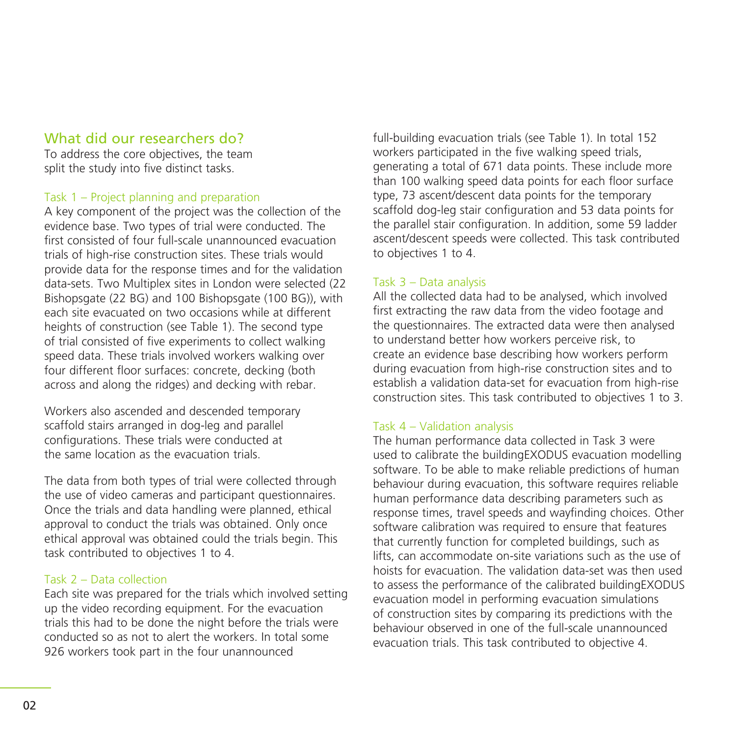## What did our researchers do?

To address the core objectives, the team split the study into five distinct tasks.

### Task 1 – Project planning and preparation

A key component of the project was the collection of the evidence base. Two types of trial were conducted. The first consisted of four full-scale unannounced evacuation trials of high-rise construction sites. These trials would provide data for the response times and for the validation data-sets. Two Multiplex sites in London were selected (22 Bishopsgate (22 BG) and 100 Bishopsgate (100 BG)), with each site evacuated on two occasions while at different heights of construction (see Table 1). The second type of trial consisted of five experiments to collect walking speed data. These trials involved workers walking over four different floor surfaces: concrete, decking (both across and along the ridges) and decking with rebar.

Workers also ascended and descended temporary scaffold stairs arranged in dog-leg and parallel configurations. These trials were conducted at the same location as the evacuation trials.

The data from both types of trial were collected through the use of video cameras and participant questionnaires. Once the trials and data handling were planned, ethical approval to conduct the trials was obtained. Only once ethical approval was obtained could the trials begin. This task contributed to objectives 1 to 4.

### Task 2 – Data collection

Each site was prepared for the trials which involved setting up the video recording equipment. For the evacuation trials this had to be done the night before the trials were conducted so as not to alert the workers. In total some 926 workers took part in the four unannounced full-building evacuation trials (see Table 1). In total 152 workers participated in the five walking speed trials, generating a total of 671 data points. These include more than 100 walking speed data points for each floor surface type, 73 ascent/descent data points for the temporary scaffold dog-leg stair configuration and 53 data points for the parallel stair configuration. In addition, some 59 ladder ascent/descent speeds were collected. This task contributed to objectives 1 to 4.

### Task 3 – Data analysis

All the collected data had to be analysed, which involved first extracting the raw data from the video footage and the questionnaires. The extracted data were then analysed to understand better how workers perceive risk, to create an evidence base describing how workers perform during evacuation from high-rise construction sites and to establish a validation data-set for evacuation from high-rise construction sites. This task contributed to objectives 1 to 3.

### Task 4 – Validation analysis

The human performance data collected in Task 3 were used to calibrate the buildingEXODUS evacuation modelling software. To be able to make reliable predictions of human behaviour during evacuation, this software requires reliable human performance data describing parameters such as response times, travel speeds and wayfinding choices. Other software calibration was required to ensure that features that currently function for completed buildings, such as lifts, can accommodate on-site variations such as the use of hoists for evacuation. The validation data-set was then used to assess the performance of the calibrated buildingEXODUS evacuation model in performing evacuation simulations of construction sites by comparing its predictions with the behaviour observed in one of the full-scale unannounced evacuation trials. This task contributed to objective 4.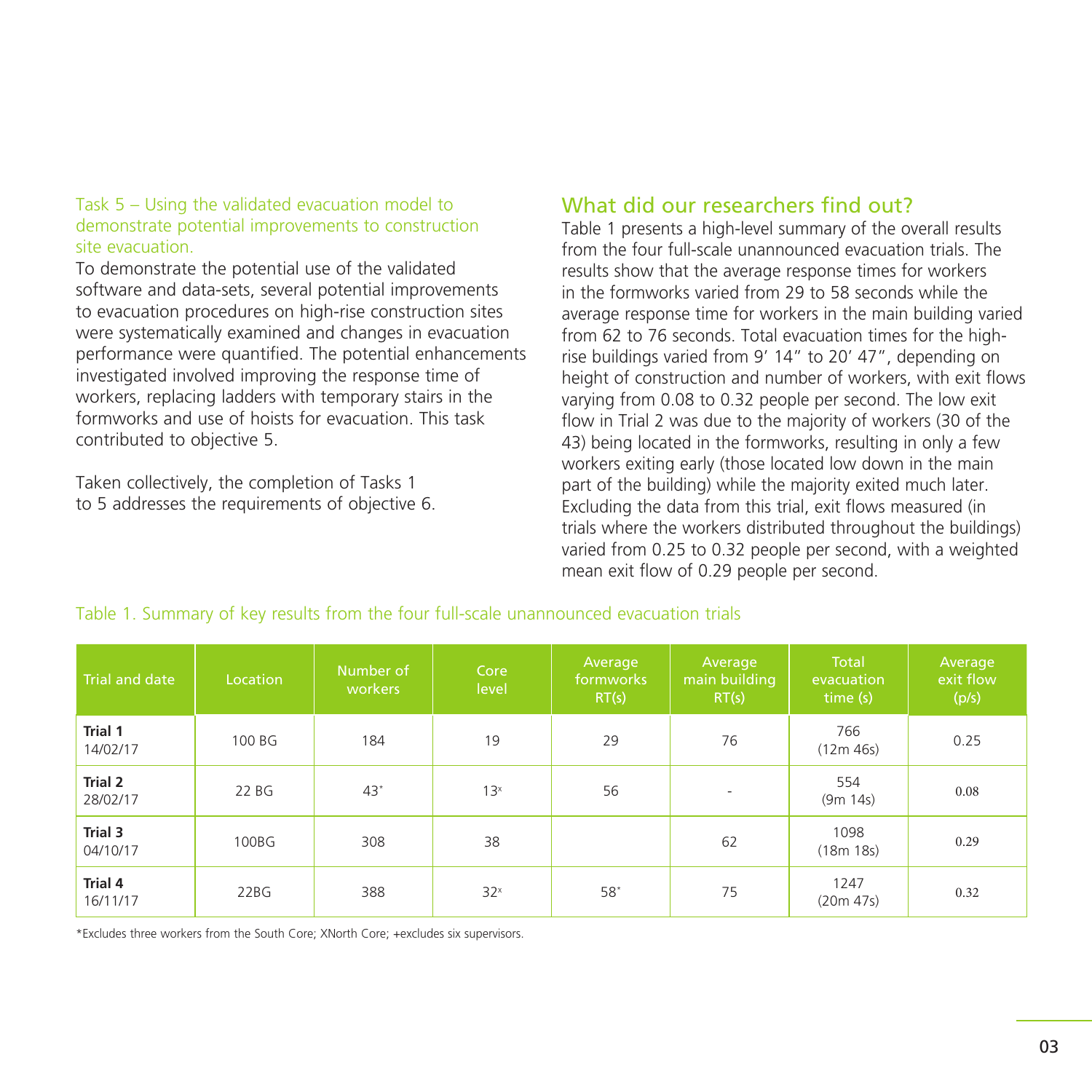Task 5 – Using the validated evacuation model to demonstrate potential improvements to construction site evacuation.

To demonstrate the potential use of the validated software and data-sets, several potential improvements to evacuation procedures on high-rise construction sites were systematically examined and changes in evacuation performance were quantified. The potential enhancements investigated involved improving the response time of workers, replacing ladders with temporary stairs in the formworks and use of hoists for evacuation. This task contributed to objective 5.

Taken collectively, the completion of Tasks 1 to 5 addresses the requirements of objective 6.

## What did our researchers find out?

Table 1 presents a high-level summary of the overall results from the four full-scale unannounced evacuation trials. The results show that the average response times for workers in the formworks varied from 29 to 58 seconds while the average response time for workers in the main building varied from 62 to 76 seconds. Total evacuation times for the high-rise buildings varied from 9′ 14″ to 20′ 47″, depending on height of construction and number of workers, with exit flows varying from 0.08 to 0.32 people per second. The low exit flow in Trial 2 was due to the majority of workers (30 of the 43) being located in the formworks, resulting in only a few workers exiting early (those located low down in the main part of the building) while the majority exited much later. Excluding the data from this trial, exit flows measured (in trials where the workers distributed throughout the buildings) varied from 0.25 to 0.32 people per second, with a weighted mean exit flow of 0.29 people per second.

Table 1. Summary of key results from the four full-scale unannounced evacuation trials

| Trial and date | Location | Number of workers | Core level | Average formworks RT(s) | Average main building RT(s) | Total evacuation time (s) | Average exit flow (p/s) |
|---|---|---|---|---|---|---|---|
| **Trial 1** 14/02/17 | 100 BG | 184 | 19 | 29 | 76 | 766 (12m 46s) | 0.25 |
| **Trial 2** 28/02/17 | 22 BG | 43* | 13ˣ | 56 | - | 554 (9m 14s) | 0.08 |
| **Trial 3** 04/10/17 | 100BG | 308 | 38 | | 62 | 1098 (18m 18s) | 0.29 |
| **Trial 4** 16/11/17 | 22BG | 388 | 32ˣ | 58⁺ | 75 | 1247 (20m 47s) | 0.32 |

*Excludes three workers from the South Core; XNorth Core; +excludes six supervisors.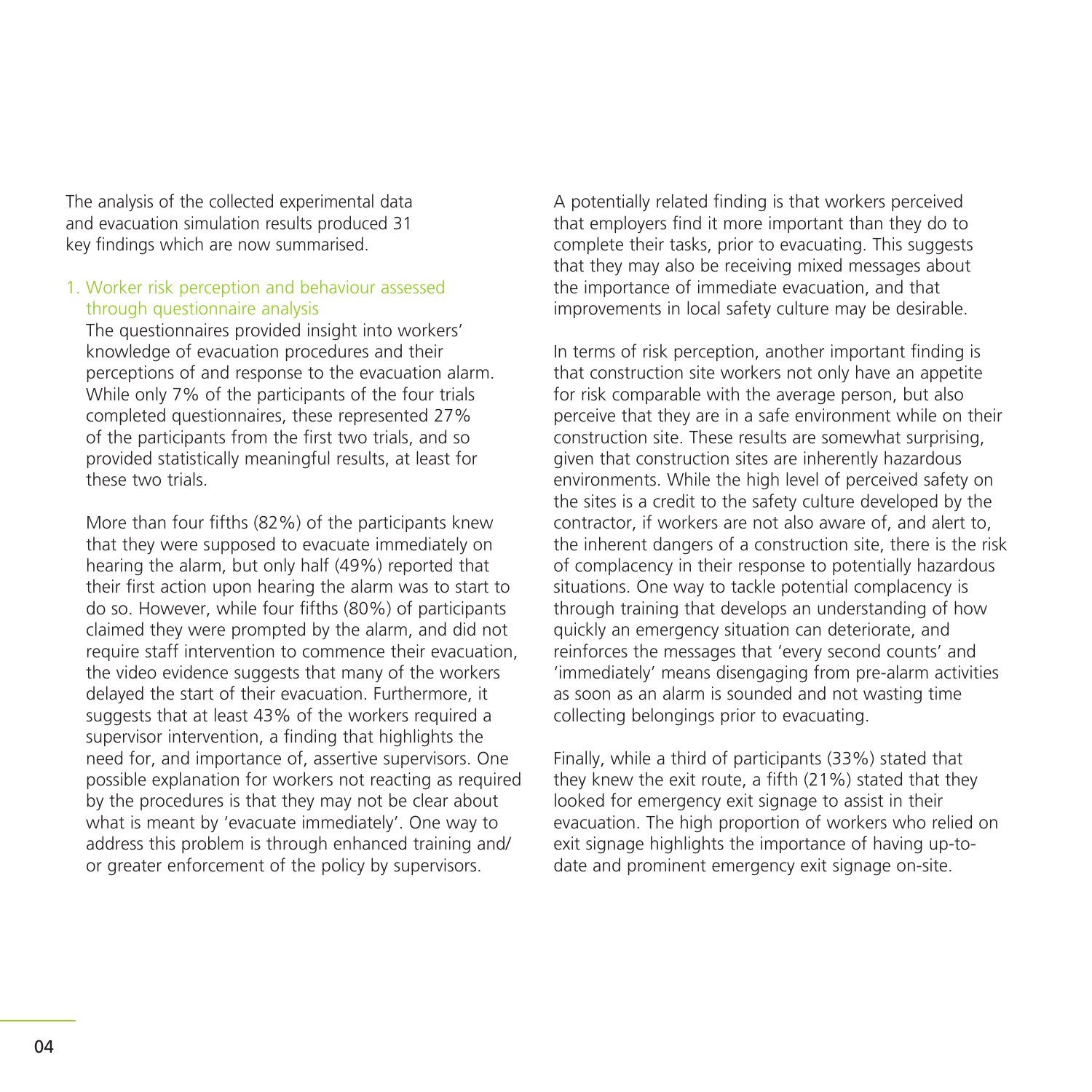The analysis of the collected experimental data and evacuation simulation results produced 31 key findings which are now summarised.

1. Worker risk perception and behaviour assessed through questionnaire analysis

   The questionnaires provided insight into workers' knowledge of evacuation procedures and their perceptions of and response to the evacuation alarm. While only 7% of the participants of the four trials completed questionnaires, these represented 27% of the participants from the first two trials, and so provided statistically meaningful results, at least for these two trials.

   More than four fifths (82%) of the participants knew that they were supposed to evacuate immediately on hearing the alarm, but only half (49%) reported that their first action upon hearing the alarm was to start to do so. However, while four fifths (80%) of participants claimed they were prompted by the alarm, and did not require staff intervention to commence their evacuation, the video evidence suggests that many of the workers delayed the start of their evacuation. Furthermore, it suggests that at least 43% of the workers required a supervisor intervention, a finding that highlights the need for, and importance of, assertive supervisors. One possible explanation for workers not reacting as required by the procedures is that they may not be clear about what is meant by 'evacuate immediately'. One way to address this problem is through enhanced training and/or greater enforcement of the policy by supervisors.

   A potentially related finding is that workers perceived that employers find it more important than they do to complete their tasks, prior to evacuating. This suggests that they may also be receiving mixed messages about the importance of immediate evacuation, and that improvements in local safety culture may be desirable.

   In terms of risk perception, another important finding is that construction site workers not only have an appetite for risk comparable with the average person, but also perceive that they are in a safe environment while on their construction site. These results are somewhat surprising, given that construction sites are inherently hazardous environments. While the high level of perceived safety on the sites is a credit to the safety culture developed by the contractor, if workers are not also aware of, and alert to, the inherent dangers of a construction site, there is the risk of complacency in their response to potentially hazardous situations. One way to tackle potential complacency is through training that develops an understanding of how quickly an emergency situation can deteriorate, and reinforces the messages that 'every second counts' and 'immediately' means disengaging from pre-alarm activities as soon as an alarm is sounded and not wasting time collecting belongings prior to evacuating.

   Finally, while a third of participants (33%) stated that they knew the exit route, a fifth (21%) stated that they looked for emergency exit signage to assist in their evacuation. The high proportion of workers who relied on exit signage highlights the importance of having up-to-date and prominent emergency exit signage on-site.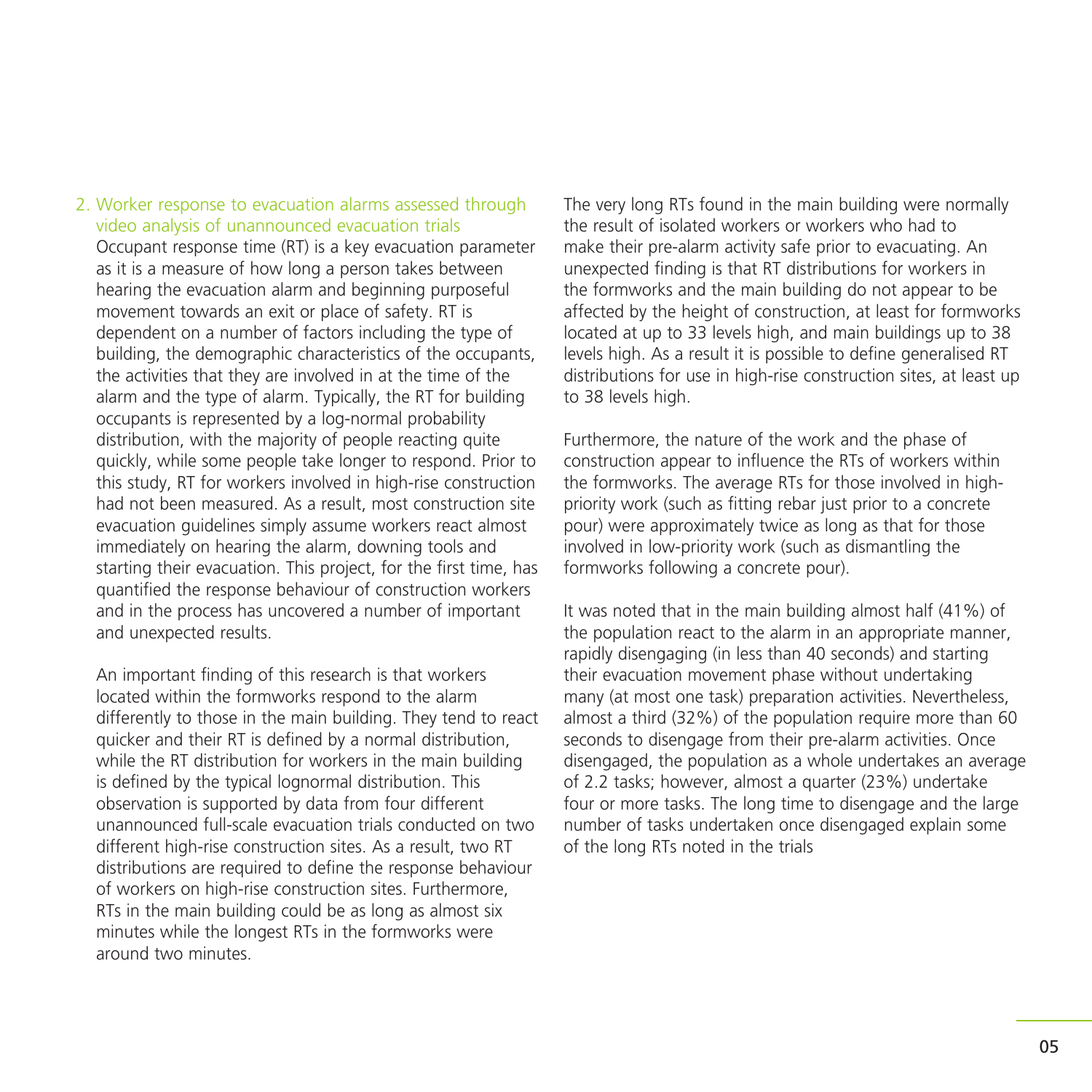## 2. Worker response to evacuation alarms assessed through video analysis of unannounced evacuation trials

Occupant response time (RT) is a key evacuation parameter as it is a measure of how long a person takes between hearing the evacuation alarm and beginning purposeful movement towards an exit or place of safety. RT is dependent on a number of factors including the type of building, the demographic characteristics of the occupants, the activities that they are involved in at the time of the alarm and the type of alarm. Typically, the RT for building occupants is represented by a log-normal probability distribution, with the majority of people reacting quite quickly, while some people take longer to respond. Prior to this study, RT for workers involved in high-rise construction had not been measured. As a result, most construction site evacuation guidelines simply assume workers react almost immediately on hearing the alarm, downing tools and starting their evacuation. This project, for the first time, has quantified the response behaviour of construction workers and in the process has uncovered a number of important and unexpected results.

An important finding of this research is that workers located within the formworks respond to the alarm differently to those in the main building. They tend to react quicker and their RT is defined by a normal distribution, while the RT distribution for workers in the main building is defined by the typical lognormal distribution. This observation is supported by data from four different unannounced full-scale evacuation trials conducted on two different high-rise construction sites. As a result, two RT distributions are required to define the response behaviour of workers on high-rise construction sites. Furthermore, RTs in the main building could be as long as almost six minutes while the longest RTs in the formworks were around two minutes.

The very long RTs found in the main building were normally the result of isolated workers or workers who had to make their pre-alarm activity safe prior to evacuating. An unexpected finding is that RT distributions for workers in the formworks and the main building do not appear to be affected by the height of construction, at least for formworks located at up to 33 levels high, and main buildings up to 38 levels high. As a result it is possible to define generalised RT distributions for use in high-rise construction sites, at least up to 38 levels high.

Furthermore, the nature of the work and the phase of construction appear to influence the RTs of workers within the formworks. The average RTs for those involved in high-priority work (such as fitting rebar just prior to a concrete pour) were approximately twice as long as that for those involved in low-priority work (such as dismantling the formworks following a concrete pour).

It was noted that in the main building almost half (41%) of the population react to the alarm in an appropriate manner, rapidly disengaging (in less than 40 seconds) and starting their evacuation movement phase without undertaking many (at most one task) preparation activities. Nevertheless, almost a third (32%) of the population require more than 60 seconds to disengage from their pre-alarm activities. Once disengaged, the population as a whole undertakes an average of 2.2 tasks; however, almost a quarter (23%) undertake four or more tasks. The long time to disengage and the large number of tasks undertaken once disengaged explain some of the long RTs noted in the trials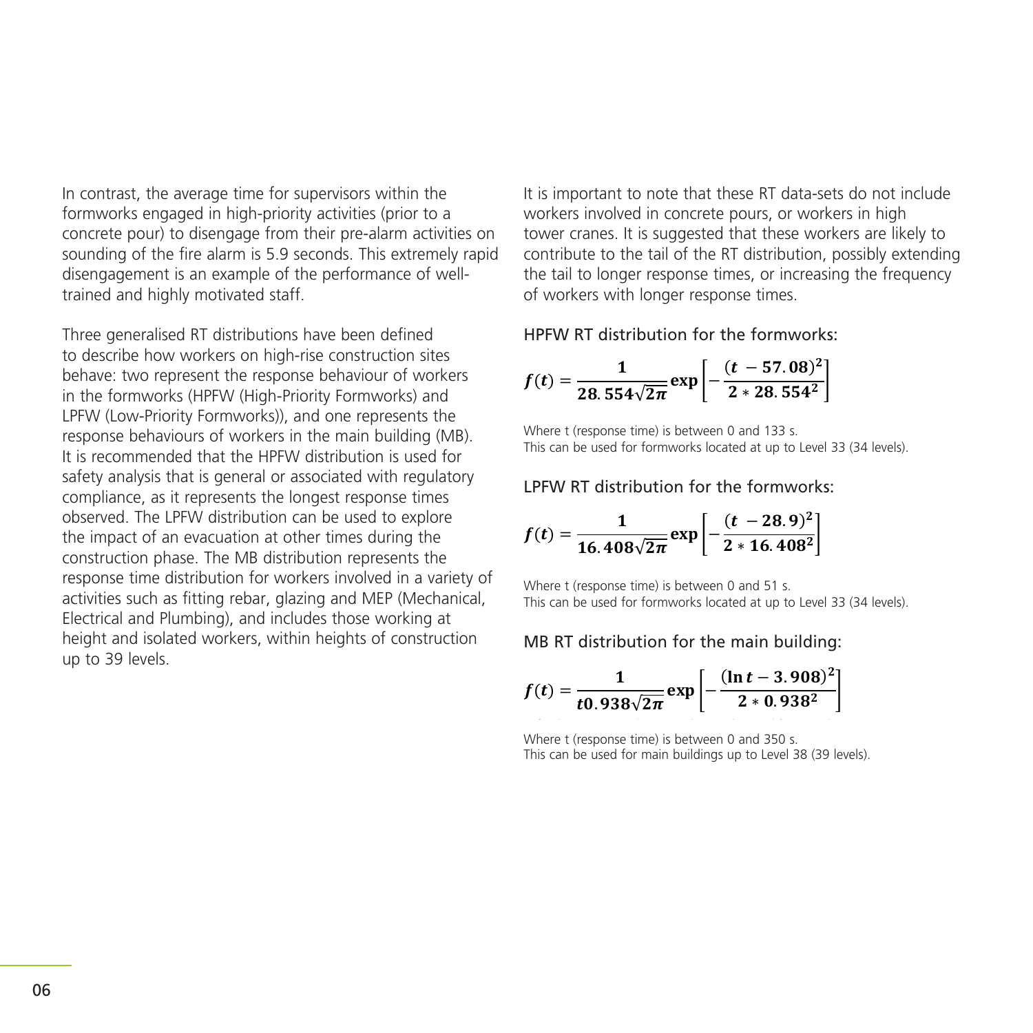In contrast, the average time for supervisors within the formworks engaged in high-priority activities (prior to a concrete pour) to disengage from their pre-alarm activities on sounding of the fire alarm is 5.9 seconds. This extremely rapid disengagement is an example of the performance of well-trained and highly motivated staff.

Three generalised RT distributions have been defined to describe how workers on high-rise construction sites behave: two represent the response behaviour of workers in the formworks (HPFW (High-Priority Formworks) and LPFW (Low-Priority Formworks)), and one represents the response behaviours of workers in the main building (MB). It is recommended that the HPFW distribution is used for safety analysis that is general or associated with regulatory compliance, as it represents the longest response times observed. The LPFW distribution can be used to explore the impact of an evacuation at other times during the construction phase. The MB distribution represents the response time distribution for workers involved in a variety of activities such as fitting rebar, glazing and MEP (Mechanical, Electrical and Plumbing), and includes those working at height and isolated workers, within heights of construction up to 39 levels.

It is important to note that these RT data-sets do not include workers involved in concrete pours, or workers in high tower cranes. It is suggested that these workers are likely to contribute to the tail of the RT distribution, possibly extending the tail to longer response times, or increasing the frequency of workers with longer response times.

HPFW RT distribution for the formworks:

$$f(t) = \frac{1}{28.554\sqrt{2\pi}} \exp\left[-\frac{(t - 57.08)^2}{2 * 28.554^2}\right]$$

Where t (response time) is between 0 and 133 s.
This can be used for formworks located at up to Level 33 (34 levels).

LPFW RT distribution for the formworks:

$$f(t) = \frac{1}{16.408\sqrt{2\pi}} \exp\left[-\frac{(t - 28.9)^2}{2 * 16.408^2}\right]$$

Where t (response time) is between 0 and 51 s.
This can be used for formworks located at up to Level 33 (34 levels).

MB RT distribution for the main building:

$$f(t) = \frac{1}{t0.938\sqrt{2\pi}} \exp\left[-\frac{(\ln t - 3.908)^2}{2 * 0.938^2}\right]$$

Where t (response time) is between 0 and 350 s.
This can be used for main buildings up to Level 38 (39 levels).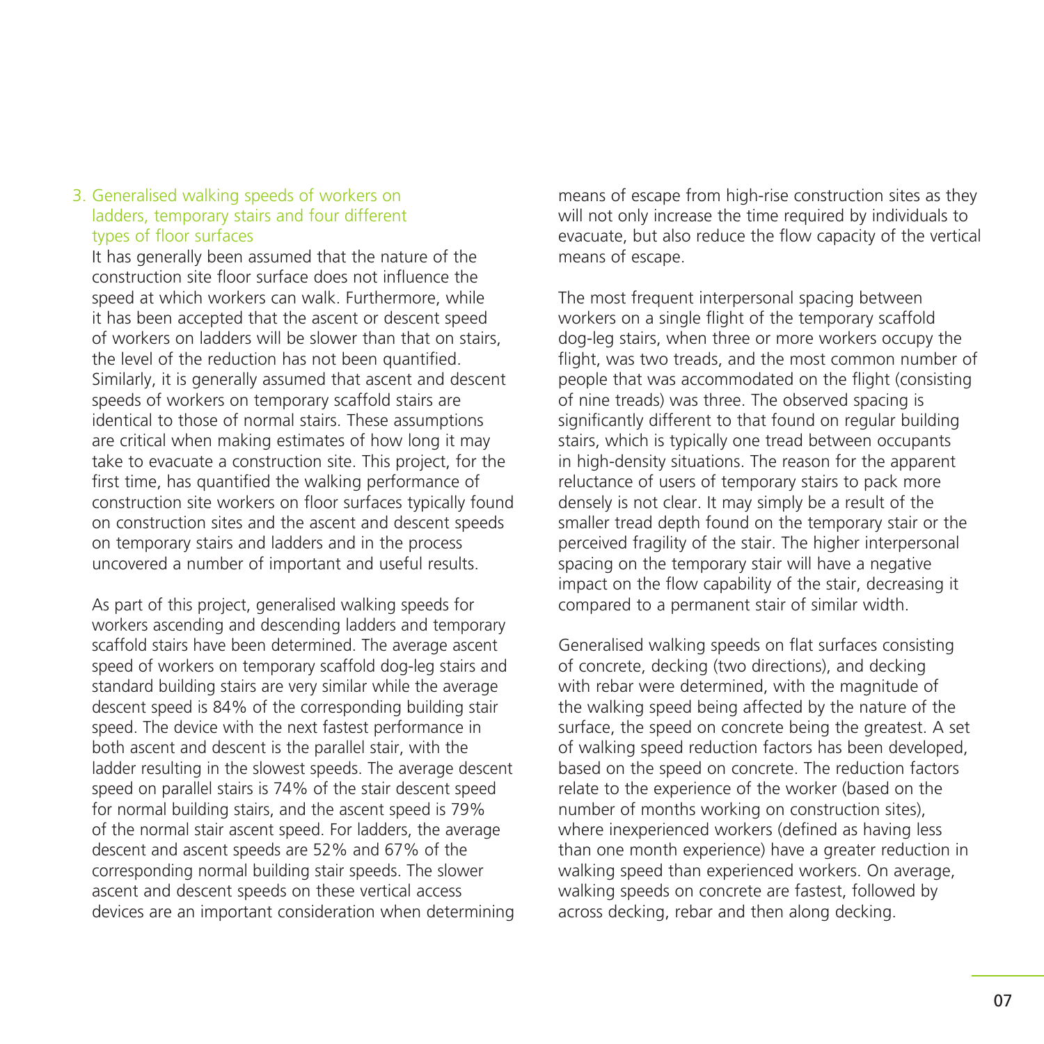3. Generalised walking speeds of workers on ladders, temporary stairs and four different types of floor surfaces

It has generally been assumed that the nature of the construction site floor surface does not influence the speed at which workers can walk. Furthermore, while it has been accepted that the ascent or descent speed of workers on ladders will be slower than that on stairs, the level of the reduction has not been quantified. Similarly, it is generally assumed that ascent and descent speeds of workers on temporary scaffold stairs are identical to those of normal stairs. These assumptions are critical when making estimates of how long it may take to evacuate a construction site. This project, for the first time, has quantified the walking performance of construction site workers on floor surfaces typically found on construction sites and the ascent and descent speeds on temporary stairs and ladders and in the process uncovered a number of important and useful results.

As part of this project, generalised walking speeds for workers ascending and descending ladders and temporary scaffold stairs have been determined. The average ascent speed of workers on temporary scaffold dog-leg stairs and standard building stairs are very similar while the average descent speed is 84% of the corresponding building stair speed. The device with the next fastest performance in both ascent and descent is the parallel stair, with the ladder resulting in the slowest speeds. The average descent speed on parallel stairs is 74% of the stair descent speed for normal building stairs, and the ascent speed is 79% of the normal stair ascent speed. For ladders, the average descent and ascent speeds are 52% and 67% of the corresponding normal building stair speeds. The slower ascent and descent speeds on these vertical access devices are an important consideration when determining means of escape from high-rise construction sites as they will not only increase the time required by individuals to evacuate, but also reduce the flow capacity of the vertical means of escape.

The most frequent interpersonal spacing between workers on a single flight of the temporary scaffold dog-leg stairs, when three or more workers occupy the flight, was two treads, and the most common number of people that was accommodated on the flight (consisting of nine treads) was three. The observed spacing is significantly different to that found on regular building stairs, which is typically one tread between occupants in high-density situations. The reason for the apparent reluctance of users of temporary stairs to pack more densely is not clear. It may simply be a result of the smaller tread depth found on the temporary stair or the perceived fragility of the stair. The higher interpersonal spacing on the temporary stair will have a negative impact on the flow capability of the stair, decreasing it compared to a permanent stair of similar width.

Generalised walking speeds on flat surfaces consisting of concrete, decking (two directions), and decking with rebar were determined, with the magnitude of the walking speed being affected by the nature of the surface, the speed on concrete being the greatest. A set of walking speed reduction factors has been developed, based on the speed on concrete. The reduction factors relate to the experience of the worker (based on the number of months working on construction sites), where inexperienced workers (defined as having less than one month experience) have a greater reduction in walking speed than experienced workers. On average, walking speeds on concrete are fastest, followed by across decking, rebar and then along decking.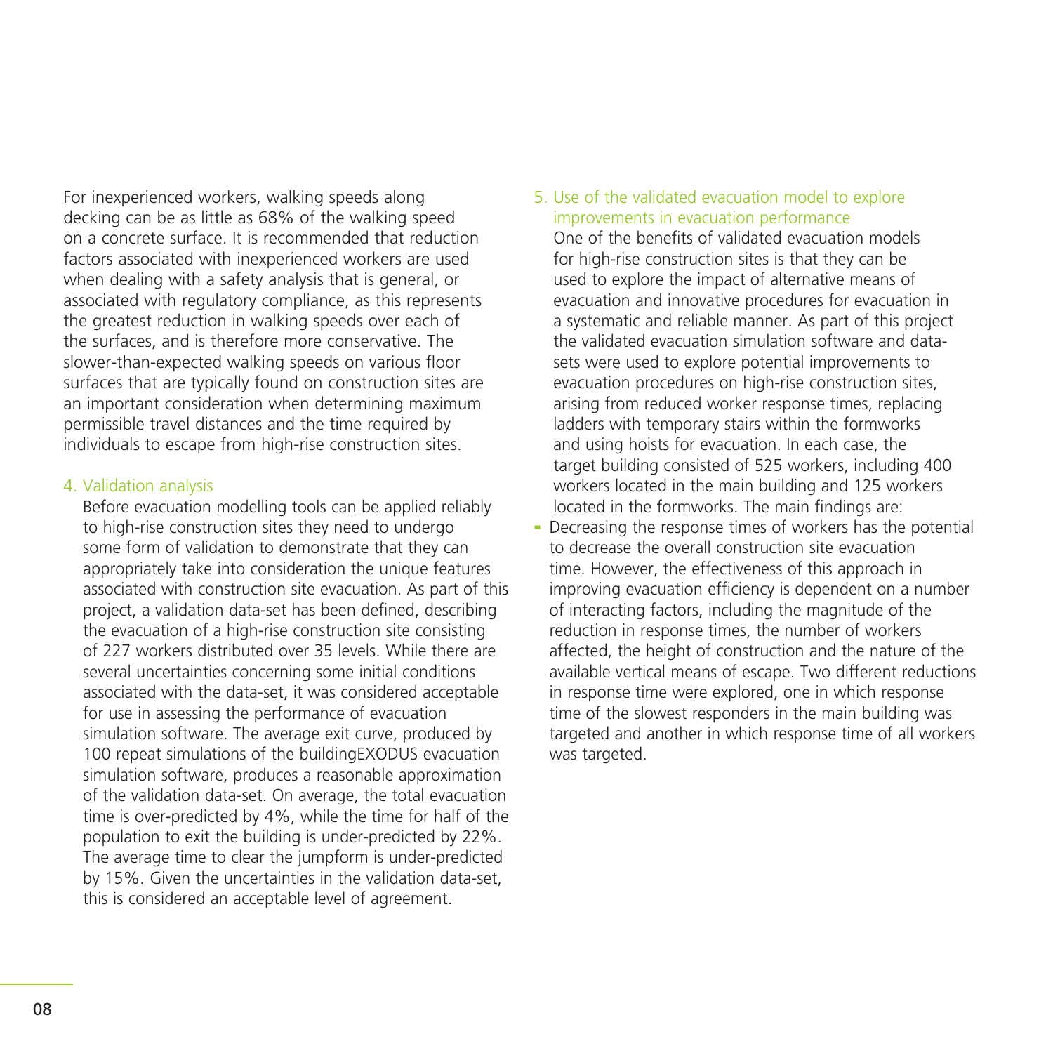For inexperienced workers, walking speeds along decking can be as little as 68% of the walking speed on a concrete surface. It is recommended that reduction factors associated with inexperienced workers are used when dealing with a safety analysis that is general, or associated with regulatory compliance, as this represents the greatest reduction in walking speeds over each of the surfaces, and is therefore more conservative. The slower-than-expected walking speeds on various floor surfaces that are typically found on construction sites are an important consideration when determining maximum permissible travel distances and the time required by individuals to escape from high-rise construction sites.

### 4. Validation analysis

Before evacuation modelling tools can be applied reliably to high-rise construction sites they need to undergo some form of validation to demonstrate that they can appropriately take into consideration the unique features associated with construction site evacuation. As part of this project, a validation data-set has been defined, describing the evacuation of a high-rise construction site consisting of 227 workers distributed over 35 levels. While there are several uncertainties concerning some initial conditions associated with the data-set, it was considered acceptable for use in assessing the performance of evacuation simulation software. The average exit curve, produced by 100 repeat simulations of the buildingEXODUS evacuation simulation software, produces a reasonable approximation of the validation data-set. On average, the total evacuation time is over-predicted by 4%, while the time for half of the population to exit the building is under-predicted by 22%. The average time to clear the jumpform is under-predicted by 15%. Given the uncertainties in the validation data-set, this is considered an acceptable level of agreement.

### 5. Use of the validated evacuation model to explore improvements in evacuation performance

One of the benefits of validated evacuation models for high-rise construction sites is that they can be used to explore the impact of alternative means of evacuation and innovative procedures for evacuation in a systematic and reliable manner. As part of this project the validated evacuation simulation software and data-sets were used to explore potential improvements to evacuation procedures on high-rise construction sites, arising from reduced worker response times, replacing ladders with temporary stairs within the formworks and using hoists for evacuation. In each case, the target building consisted of 525 workers, including 400 workers located in the main building and 125 workers located in the formworks. The main findings are:

- Decreasing the response times of workers has the potential to decrease the overall construction site evacuation time. However, the effectiveness of this approach in improving evacuation efficiency is dependent on a number of interacting factors, including the magnitude of the reduction in response times, the number of workers affected, the height of construction and the nature of the available vertical means of escape. Two different reductions in response time were explored, one in which response time of the slowest responders in the main building was targeted and another in which response time of all workers was targeted.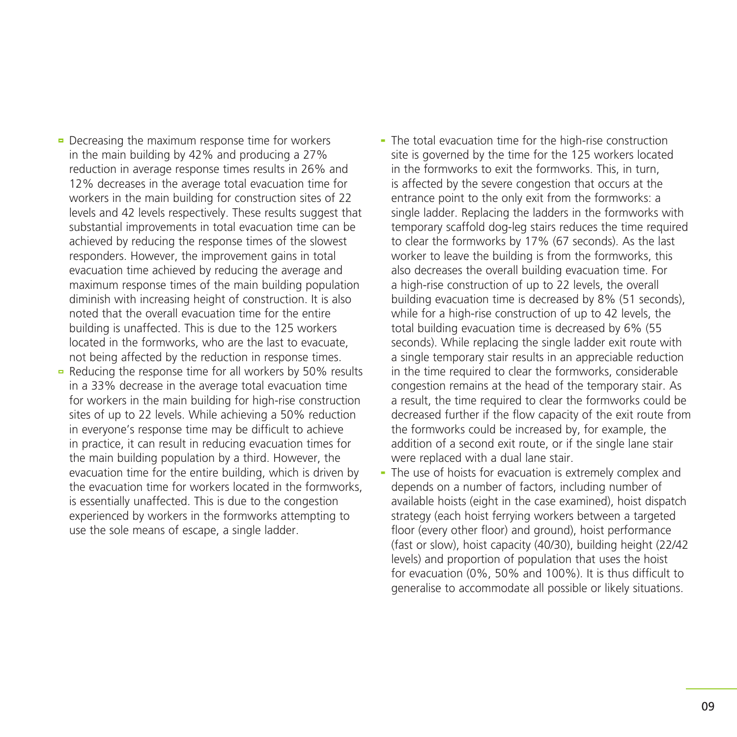- Decreasing the maximum response time for workers in the main building by 42% and producing a 27% reduction in average response times results in 26% and 12% decreases in the average total evacuation time for workers in the main building for construction sites of 22 levels and 42 levels respectively. These results suggest that substantial improvements in total evacuation time can be achieved by reducing the response times of the slowest responders. However, the improvement gains in total evacuation time achieved by reducing the average and maximum response times of the main building population diminish with increasing height of construction. It is also noted that the overall evacuation time for the entire building is unaffected. This is due to the 125 workers located in the formworks, who are the last to evacuate, not being affected by the reduction in response times.
- Reducing the response time for all workers by 50% results in a 33% decrease in the average total evacuation time for workers in the main building for high-rise construction sites of up to 22 levels. While achieving a 50% reduction in everyone's response time may be difficult to achieve in practice, it can result in reducing evacuation times for the main building population by a third. However, the evacuation time for the entire building, which is driven by the evacuation time for workers located in the formworks, is essentially unaffected. This is due to the congestion experienced by workers in the formworks attempting to use the sole means of escape, a single ladder.
- The total evacuation time for the high-rise construction site is governed by the time for the 125 workers located in the formworks to exit the formworks. This, in turn, is affected by the severe congestion that occurs at the entrance point to the only exit from the formworks: a single ladder. Replacing the ladders in the formworks with temporary scaffold dog-leg stairs reduces the time required to clear the formworks by 17% (67 seconds). As the last worker to leave the building is from the formworks, this also decreases the overall building evacuation time. For a high-rise construction of up to 22 levels, the overall building evacuation time is decreased by 8% (51 seconds), while for a high-rise construction of up to 42 levels, the total building evacuation time is decreased by 6% (55 seconds). While replacing the single ladder exit route with a single temporary stair results in an appreciable reduction in the time required to clear the formworks, considerable congestion remains at the head of the temporary stair. As a result, the time required to clear the formworks could be decreased further if the flow capacity of the exit route from the formworks could be increased by, for example, the addition of a second exit route, or if the single lane stair were replaced with a dual lane stair.
- The use of hoists for evacuation is extremely complex and depends on a number of factors, including number of available hoists (eight in the case examined), hoist dispatch strategy (each hoist ferrying workers between a targeted floor (every other floor) and ground), hoist performance (fast or slow), hoist capacity (40/30), building height (22/42 levels) and proportion of population that uses the hoist for evacuation (0%, 50% and 100%). It is thus difficult to generalise to accommodate all possible or likely situations.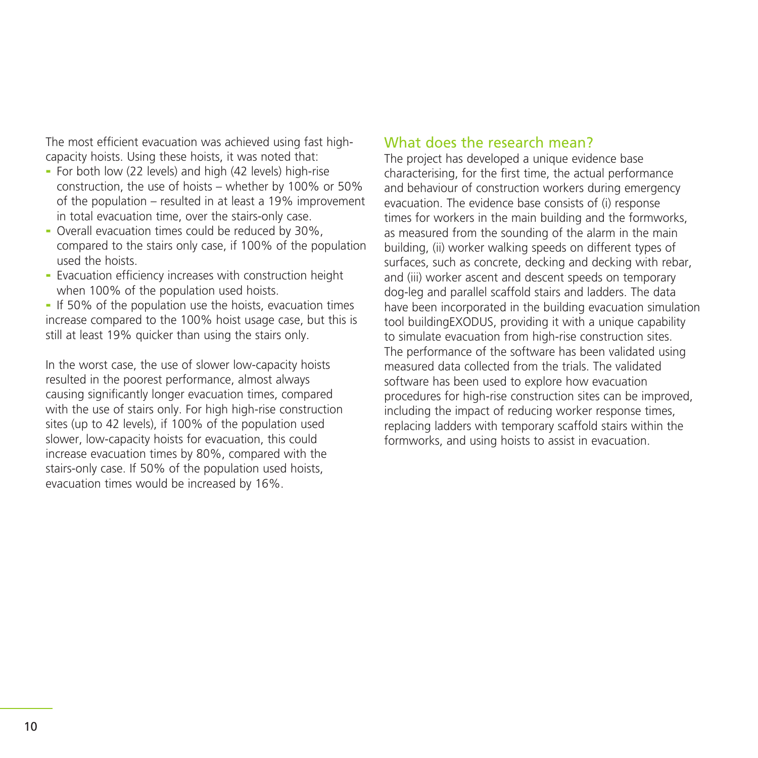The most efficient evacuation was achieved using fast high-capacity hoists. Using these hoists, it was noted that:

- For both low (22 levels) and high (42 levels) high-rise construction, the use of hoists – whether by 100% or 50% of the population – resulted in at least a 19% improvement in total evacuation time, over the stairs-only case.
- Overall evacuation times could be reduced by 30%, compared to the stairs only case, if 100% of the population used the hoists.
- Evacuation efficiency increases with construction height when 100% of the population used hoists.
- If 50% of the population use the hoists, evacuation times increase compared to the 100% hoist usage case, but this is still at least 19% quicker than using the stairs only.

In the worst case, the use of slower low-capacity hoists resulted in the poorest performance, almost always causing significantly longer evacuation times, compared with the use of stairs only. For high high-rise construction sites (up to 42 levels), if 100% of the population used slower, low-capacity hoists for evacuation, this could increase evacuation times by 80%, compared with the stairs-only case. If 50% of the population used hoists, evacuation times would be increased by 16%.

## What does the research mean?

The project has developed a unique evidence base characterising, for the first time, the actual performance and behaviour of construction workers during emergency evacuation. The evidence base consists of (i) response times for workers in the main building and the formworks, as measured from the sounding of the alarm in the main building, (ii) worker walking speeds on different types of surfaces, such as concrete, decking and decking with rebar, and (iii) worker ascent and descent speeds on temporary dog-leg and parallel scaffold stairs and ladders. The data have been incorporated in the building evacuation simulation tool buildingEXODUS, providing it with a unique capability to simulate evacuation from high-rise construction sites. The performance of the software has been validated using measured data collected from the trials. The validated software has been used to explore how evacuation procedures for high-rise construction sites can be improved, including the impact of reducing worker response times, replacing ladders with temporary scaffold stairs within the formworks, and using hoists to assist in evacuation.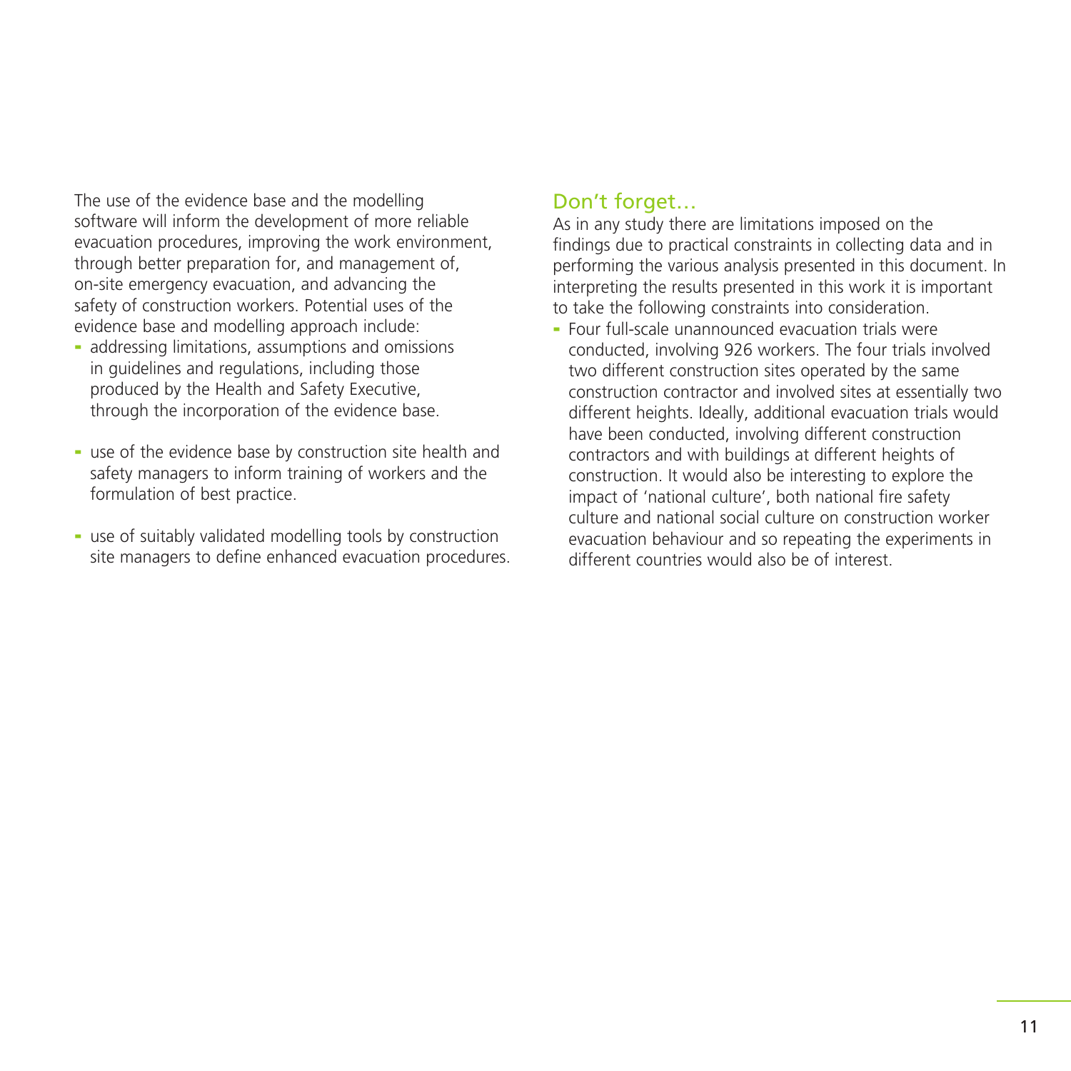The use of the evidence base and the modelling software will inform the development of more reliable evacuation procedures, improving the work environment, through better preparation for, and management of, on-site emergency evacuation, and advancing the safety of construction workers. Potential uses of the evidence base and modelling approach include:

- addressing limitations, assumptions and omissions in guidelines and regulations, including those produced by the Health and Safety Executive, through the incorporation of the evidence base.
- use of the evidence base by construction site health and safety managers to inform training of workers and the formulation of best practice.
- use of suitably validated modelling tools by construction site managers to define enhanced evacuation procedures.

## Don't forget…

As in any study there are limitations imposed on the findings due to practical constraints in collecting data and in performing the various analysis presented in this document. In interpreting the results presented in this work it is important to take the following constraints into consideration.

- Four full-scale unannounced evacuation trials were conducted, involving 926 workers. The four trials involved two different construction sites operated by the same construction contractor and involved sites at essentially two different heights. Ideally, additional evacuation trials would have been conducted, involving different construction contractors and with buildings at different heights of construction. It would also be interesting to explore the impact of 'national culture', both national fire safety culture and national social culture on construction worker evacuation behaviour and so repeating the experiments in different countries would also be of interest.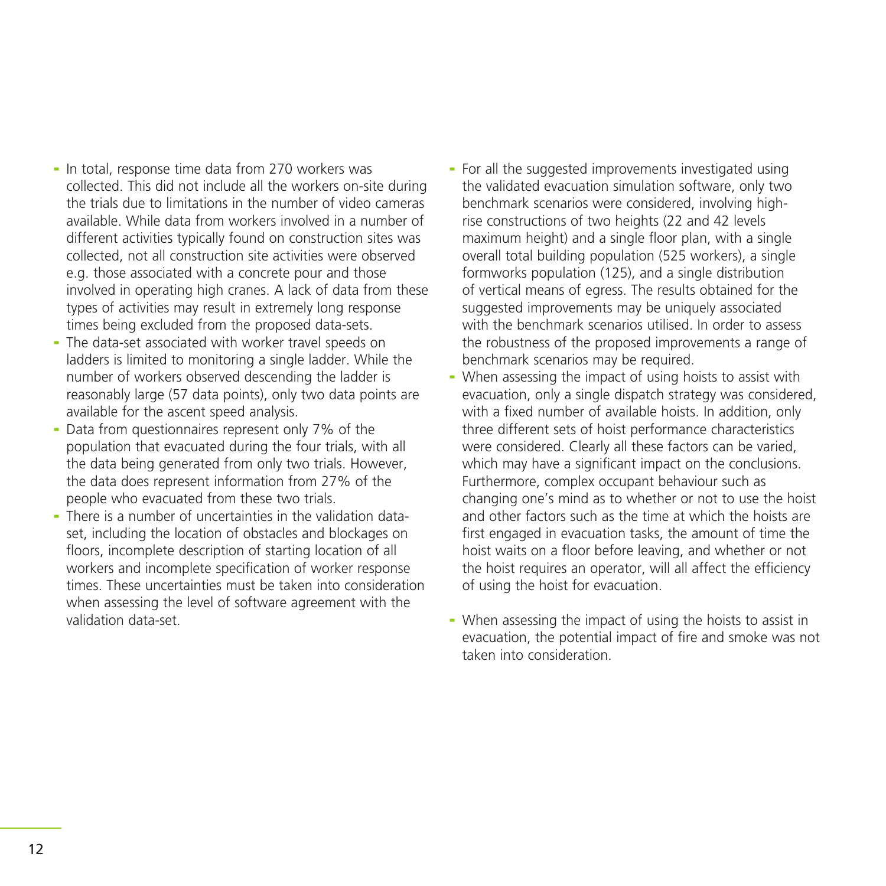- In total, response time data from 270 workers was collected. This did not include all the workers on-site during the trials due to limitations in the number of video cameras available. While data from workers involved in a number of different activities typically found on construction sites was collected, not all construction site activities were observed e.g. those associated with a concrete pour and those involved in operating high cranes. A lack of data from these types of activities may result in extremely long response times being excluded from the proposed data-sets.
- The data-set associated with worker travel speeds on ladders is limited to monitoring a single ladder. While the number of workers observed descending the ladder is reasonably large (57 data points), only two data points are available for the ascent speed analysis.
- Data from questionnaires represent only 7% of the population that evacuated during the four trials, with all the data being generated from only two trials. However, the data does represent information from 27% of the people who evacuated from these two trials.
- There is a number of uncertainties in the validation data-set, including the location of obstacles and blockages on floors, incomplete description of starting location of all workers and incomplete specification of worker response times. These uncertainties must be taken into consideration when assessing the level of software agreement with the validation data-set.
- For all the suggested improvements investigated using the validated evacuation simulation software, only two benchmark scenarios were considered, involving high-rise constructions of two heights (22 and 42 levels maximum height) and a single floor plan, with a single overall total building population (525 workers), a single formworks population (125), and a single distribution of vertical means of egress. The results obtained for the suggested improvements may be uniquely associated with the benchmark scenarios utilised. In order to assess the robustness of the proposed improvements a range of benchmark scenarios may be required.
- When assessing the impact of using hoists to assist with evacuation, only a single dispatch strategy was considered, with a fixed number of available hoists. In addition, only three different sets of hoist performance characteristics were considered. Clearly all these factors can be varied, which may have a significant impact on the conclusions. Furthermore, complex occupant behaviour such as changing one's mind as to whether or not to use the hoist and other factors such as the time at which the hoists are first engaged in evacuation tasks, the amount of time the hoist waits on a floor before leaving, and whether or not the hoist requires an operator, will all affect the efficiency of using the hoist for evacuation.
- When assessing the impact of using the hoists to assist in evacuation, the potential impact of fire and smoke was not taken into consideration.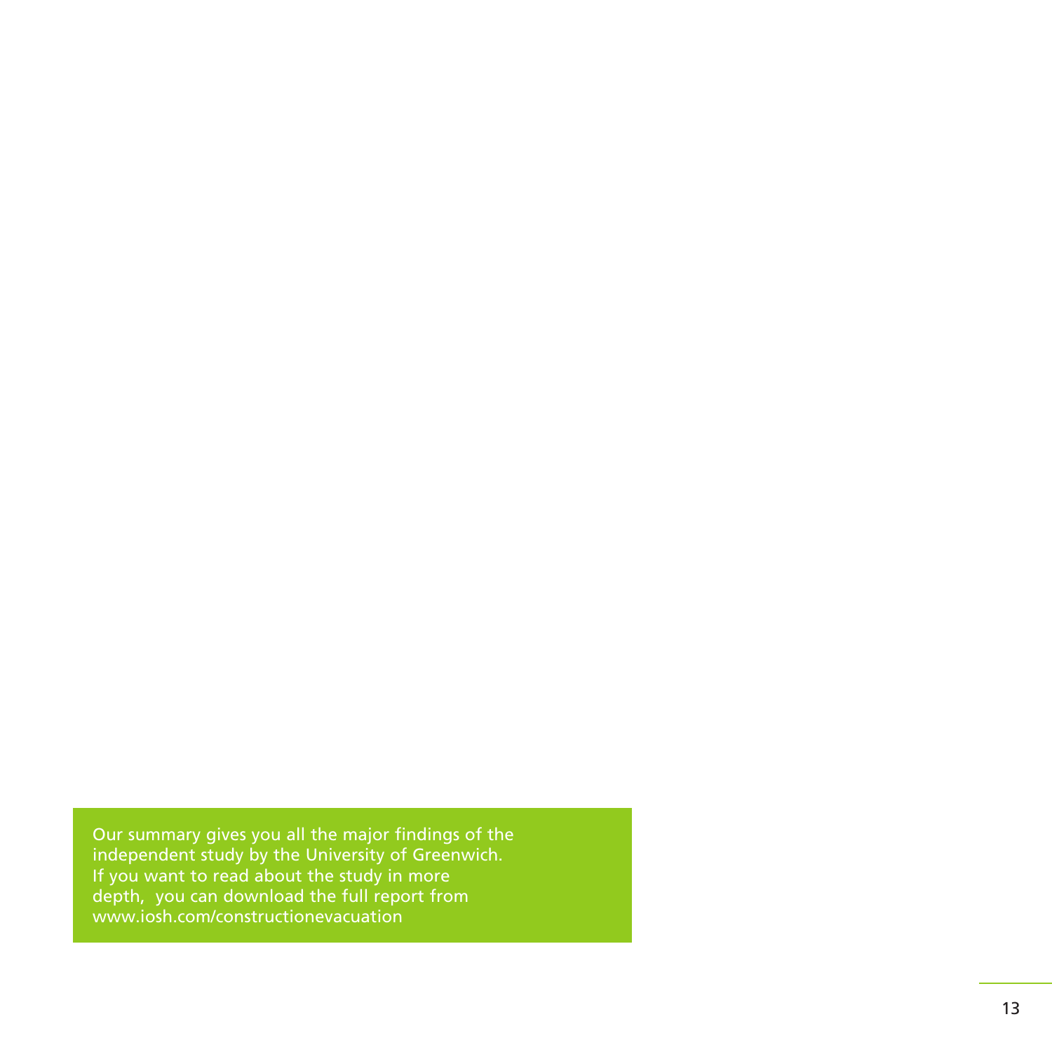Our summary gives you all the major findings of the independent study by the University of Greenwich. If you want to read about the study in more depth, you can download the full report from www.iosh.com/constructionevacuation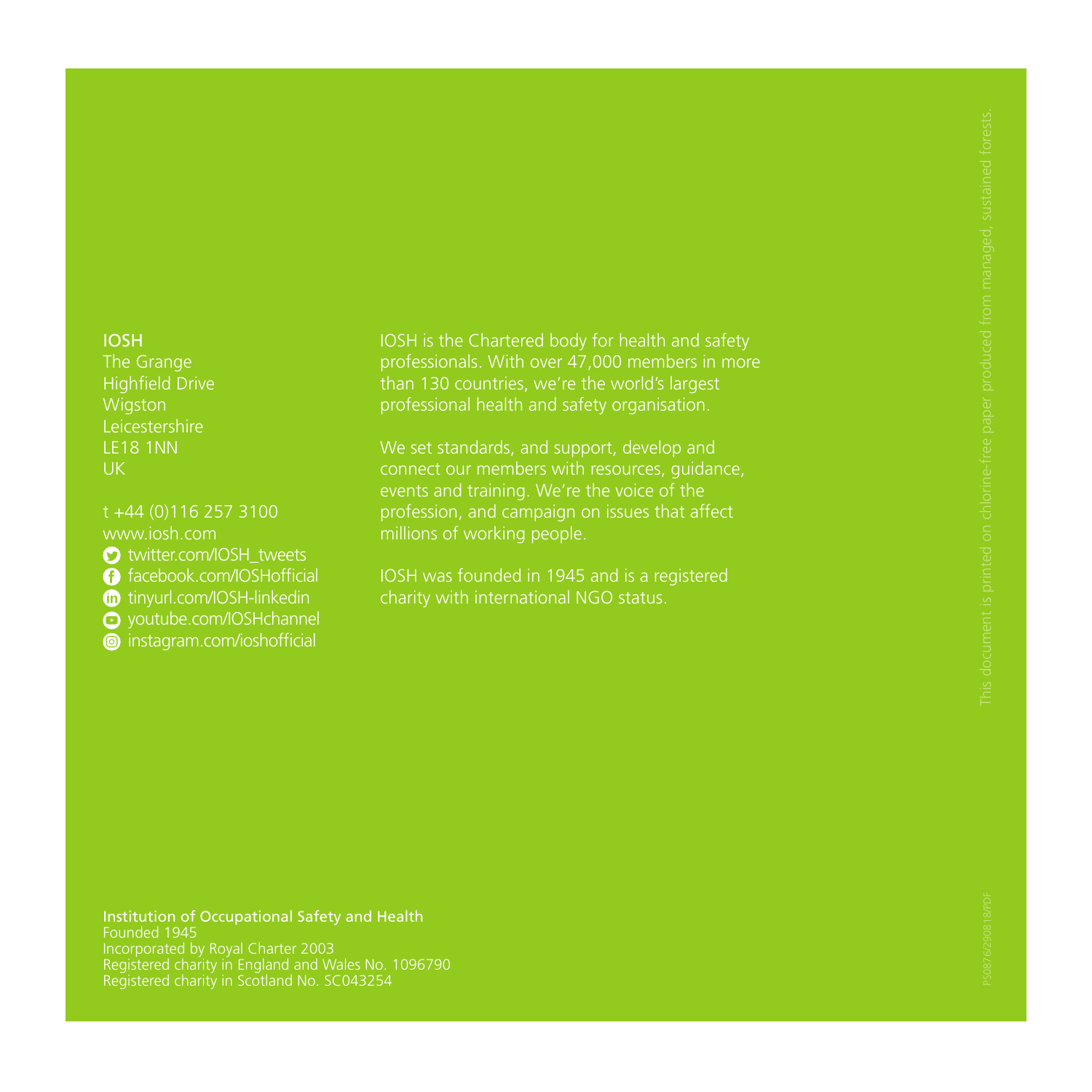**IOSH**
The Grange
Highfield Drive
Wigston
Leicestershire
LE18 1NN
UK

t +44 (0)116 257 3100
www.iosh.com
twitter.com/IOSH_tweets
facebook.com/IOSHofficial
tinyurl.com/IOSH-linkedin
youtube.com/IOSHchannel
instagram.com/ioshofficial

IOSH is the Chartered body for health and safety professionals. With over 47,000 members in more than 130 countries, we're the world's largest professional health and safety organisation.

We set standards, and support, develop and connect our members with resources, guidance, events and training. We're the voice of the profession, and campaign on issues that affect millions of working people.

IOSH was founded in 1945 and is a registered charity with international NGO status.

This document is printed on chlorine-free paper produced from managed, sustained forests.

**Institution of Occupational Safety and Health**
Founded 1945
Incorporated by Royal Charter 2003
Registered charity in England and Wales No. 1096790
Registered charity in Scotland No. SC043254

PS0876/290818/PDF